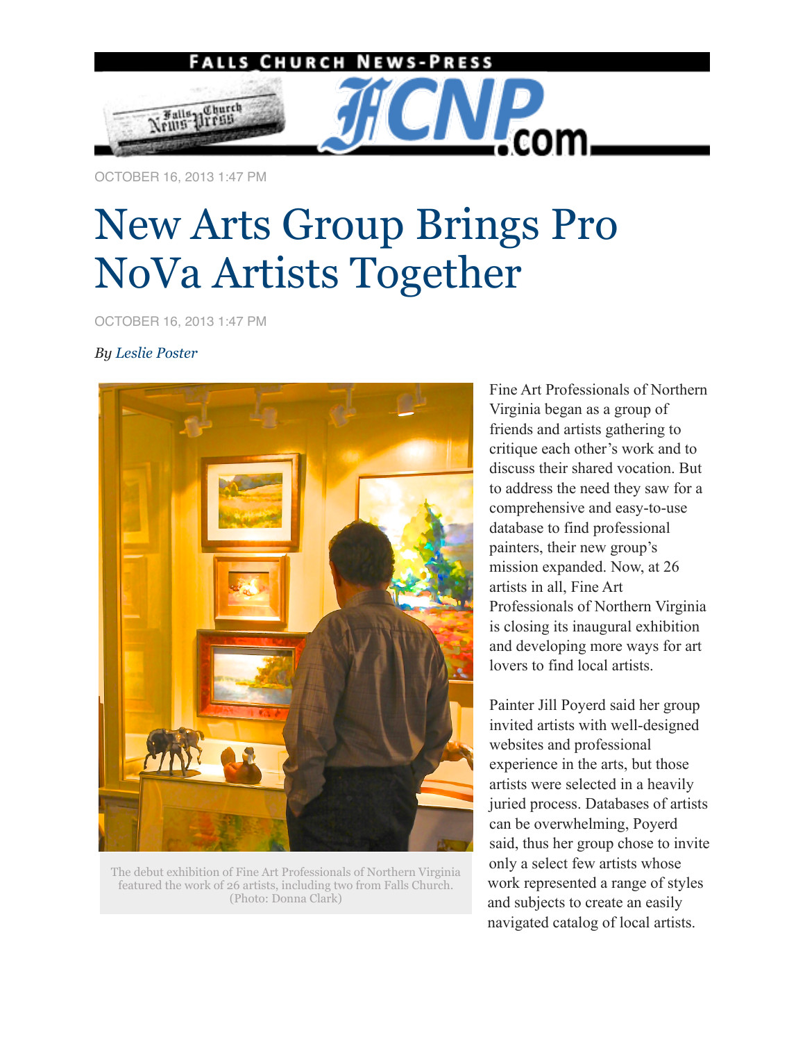OCTOBER 16, 2013 1:47 PM

# New Arts Group Brings Pro NoVa Artists Together

OCTOBER 16, 2013 1:47 PM

*By Leslie Poster*

The debut exhibition of Fine Art Professionals of Northern Virginia featured the work of 26 artists, including two from Falls Church. (Photo: Donna Clark)

Fine Art Professionals of Northern Virginia began as a group of friends and artists gathering to critique each other's work and to discuss their shared vocation. But to address the need they saw for a comprehensive and easy-to-use database to find professional painters, their new group's mission expanded. Now, at 26 artists in all, Fine Art Professionals of Northern Virginia is closing its inaugural exhibition and developing more ways for art lovers to find local artists.

Painter Jill Poyerd said her group invited artists with well-designed websites and professional experience in the arts, but those artists were selected in a heavily juried process. Databases of artists can be overwhelming, Poyerd said, thus her group chose to invite only a select few artists whose work represented a range of styles and subjects to create an easily navigated catalog of local artists.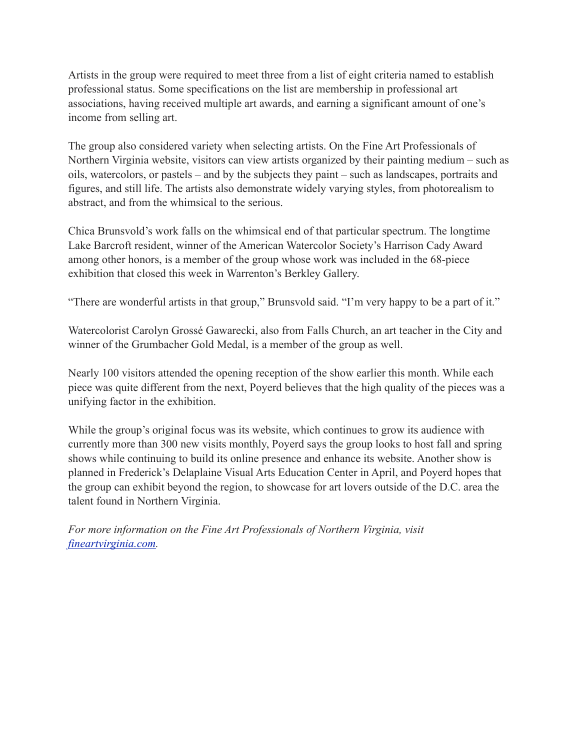Artists in the group were required to meet three from a list of eight criteria named to establish professional status. Some specifications on the list are membership in professional art associations, having received multiple art awards, and earning a significant amount of one's income from selling art.

The group also considered variety when selecting artists. On the Fine Art Professionals of Northern Virginia website, visitors can view artists organized by their painting medium – such as oils, watercolors, or pastels – and by the subjects they paint – such as landscapes, portraits and figures, and still life. The artists also demonstrate widely varying styles, from photorealism to abstract, and from the whimsical to the serious.

Chica Brunsvold's work falls on the whimsical end of that particular spectrum. The longtime Lake Barcroft resident, winner of the American Watercolor Society's Harrison Cady Award among other honors, is a member of the group whose work was included in the 68-piece exhibition that closed this week in Warrenton's Berkley Gallery.

"There are wonderful artists in that group," Brunsvold said. "I'm very happy to be a part of it."

Watercolorist Carolyn Grossé Gawarecki, also from Falls Church, an art teacher in the City and winner of the Grumbacher Gold Medal, is a member of the group as well.

Nearly 100 visitors attended the opening reception of the show earlier this month. While each piece was quite different from the next, Poyerd believes that the high quality of the pieces was a unifying factor in the exhibition.

While the group's original focus was its website, which continues to grow its audience with currently more than 300 new visits monthly, Poyerd says the group looks to host fall and spring shows while continuing to build its online presence and enhance its website. Another show is planned in Frederick's Delaplaine Visual Arts Education Center in April, and Poyerd hopes that the group can exhibit beyond the region, to showcase for art lovers outside of the D.C. area the talent found in Northern Virginia.

*For more information on the Fine Art Professionals of Northern Virginia, visit [fineartvirginia.com](http://fineartvirginia.com).*